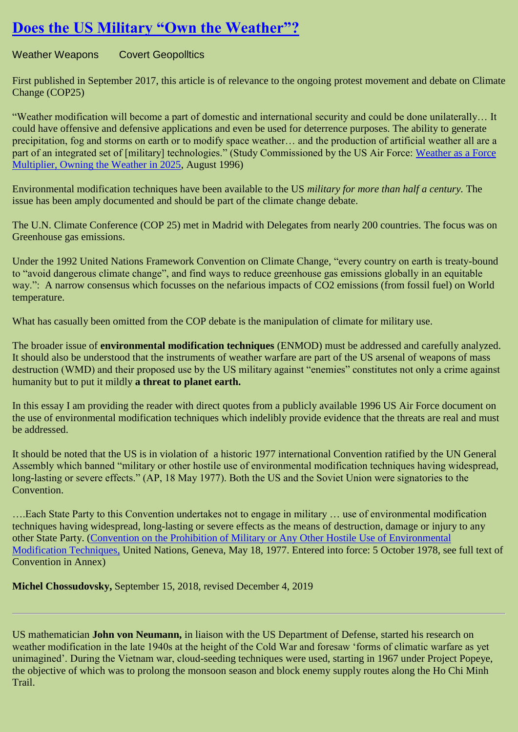# Does the US Military "Own the Weather"?

Weather Weapons      Covert Geopolltics

First published in September 2017, this article is of relevance to the ongoing protest movement and debate on Climate Change (COP25)

"Weather modification will become a part of domestic and international security and could be done unilaterally… It could have offensive and defensive applications and even be used for deterrence purposes. The ability to generate precipitation, fog and storms on earth or to modify space weather… and the production of artificial weather all are a part of an integrated set of [military] technologies." (Study Commissioned by the US Air Force: Weather as a Force Multiplier, Owning the Weather in 2025, August 1996)

Environmental modification techniques have been available to the US *military for more than half a century.* The issue has been amply documented and should be part of the climate change debate.

The U.N. Climate Conference (COP 25) met in Madrid with Delegates from nearly 200 countries. The focus was on Greenhouse gas emissions.

Under the 1992 United Nations Framework Convention on Climate Change, "every country on earth is treaty-bound to "avoid dangerous climate change", and find ways to reduce greenhouse gas emissions globally in an equitable way.": A narrow consensus which focusses on the nefarious impacts of CO2 emissions (from fossil fuel) on World temperature.

What has casually been omitted from the COP debate is the manipulation of climate for military use.

The broader issue of **environmental modification techniques** (ENMOD) must be addressed and carefully analyzed. It should also be understood that the instruments of weather warfare are part of the US arsenal of weapons of mass destruction (WMD) and their proposed use by the US military against "enemies" constitutes not only a crime against humanity but to put it mildly **a threat to planet earth.**

In this essay I am providing the reader with direct quotes from a publicly available 1996 US Air Force document on the use of environmental modification techniques which indelibly provide evidence that the threats are real and must be addressed.

It should be noted that the US is in violation of a historic 1977 international Convention ratified by the UN General Assembly which banned "military or other hostile use of environmental modification techniques having widespread, long-lasting or severe effects." (AP, 18 May 1977). Both the US and the Soviet Union were signatories to the Convention.

….Each State Party to this Convention undertakes not to engage in military … use of environmental modification techniques having widespread, long-lasting or severe effects as the means of destruction, damage or injury to any other State Party. (Convention on the Prohibition of Military or Any Other Hostile Use of Environmental Modification Techniques, United Nations, Geneva, May 18, 1977. Entered into force: 5 October 1978, see full text of Convention in Annex)

**Michel Chossudovsky,** September 15, 2018, revised December 4, 2019

---

US mathematician **John von Neumann,** in liaison with the US Department of Defense, started his research on weather modification in the late 1940s at the height of the Cold War and foresaw 'forms of climatic warfare as yet unimagined'. During the Vietnam war, cloud-seeding techniques were used, starting in 1967 under Project Popeye, the objective of which was to prolong the monsoon season and block enemy supply routes along the Ho Chi Minh Trail.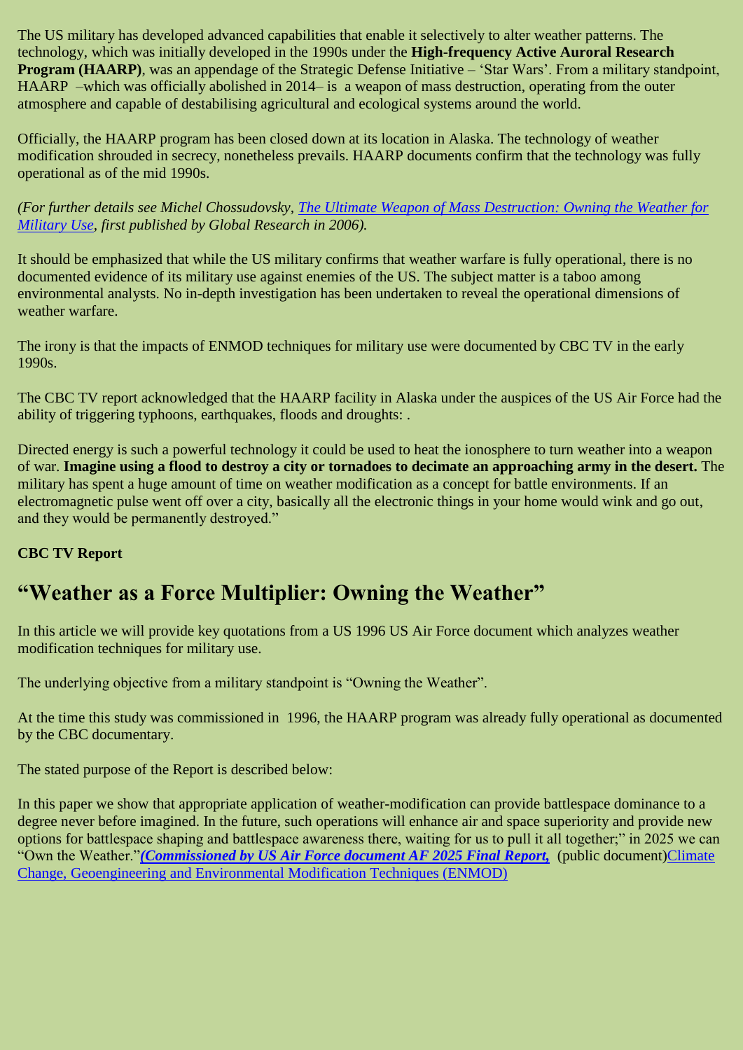The US military has developed advanced capabilities that enable it selectively to alter weather patterns. The technology, which was initially developed in the 1990s under the **High-frequency Active Auroral Research Program (HAARP)**, was an appendage of the Strategic Defense Initiative – 'Star Wars'. From a military standpoint, HAARP –which was officially abolished in 2014– is a weapon of mass destruction, operating from the outer atmosphere and capable of destabilising agricultural and ecological systems around the world.

Officially, the HAARP program has been closed down at its location in Alaska. The technology of weather modification shrouded in secrecy, nonetheless prevails. HAARP documents confirm that the technology was fully operational as of the mid 1990s.

*(For further details see Michel Chossudovsky, The Ultimate Weapon of Mass Destruction: Owning the Weather for Military Use, first published by Global Research in 2006).*

It should be emphasized that while the US military confirms that weather warfare is fully operational, there is no documented evidence of its military use against enemies of the US. The subject matter is a taboo among environmental analysts. No in-depth investigation has been undertaken to reveal the operational dimensions of weather warfare.

The irony is that the impacts of ENMOD techniques for military use were documented by CBC TV in the early 1990s.

The CBC TV report acknowledged that the HAARP facility in Alaska under the auspices of the US Air Force had the ability of triggering typhoons, earthquakes, floods and droughts: .

Directed energy is such a powerful technology it could be used to heat the ionosphere to turn weather into a weapon of war. **Imagine using a flood to destroy a city or tornadoes to decimate an approaching army in the desert.** The military has spent a huge amount of time on weather modification as a concept for battle environments. If an electromagnetic pulse went off over a city, basically all the electronic things in your home would wink and go out, and they would be permanently destroyed."

**CBC TV Report**

## "Weather as a Force Multiplier: Owning the Weather"

In this article we will provide key quotations from a US 1996 US Air Force document which analyzes weather modification techniques for military use.

The underlying objective from a military standpoint is "Owning the Weather".

At the time this study was commissioned in 1996, the HAARP program was already fully operational as documented by the CBC documentary.

The stated purpose of the Report is described below:

In this paper we show that appropriate application of weather-modification can provide battlespace dominance to a degree never before imagined. In the future, such operations will enhance air and space superiority and provide new options for battlespace shaping and battlespace awareness there, waiting for us to pull it all together;" in 2025 we can "Own the Weather."***(Commissioned by US Air Force document AF 2025 Final Report,*** (public document)Climate Change, Geoengineering and Environmental Modification Techniques (ENMOD)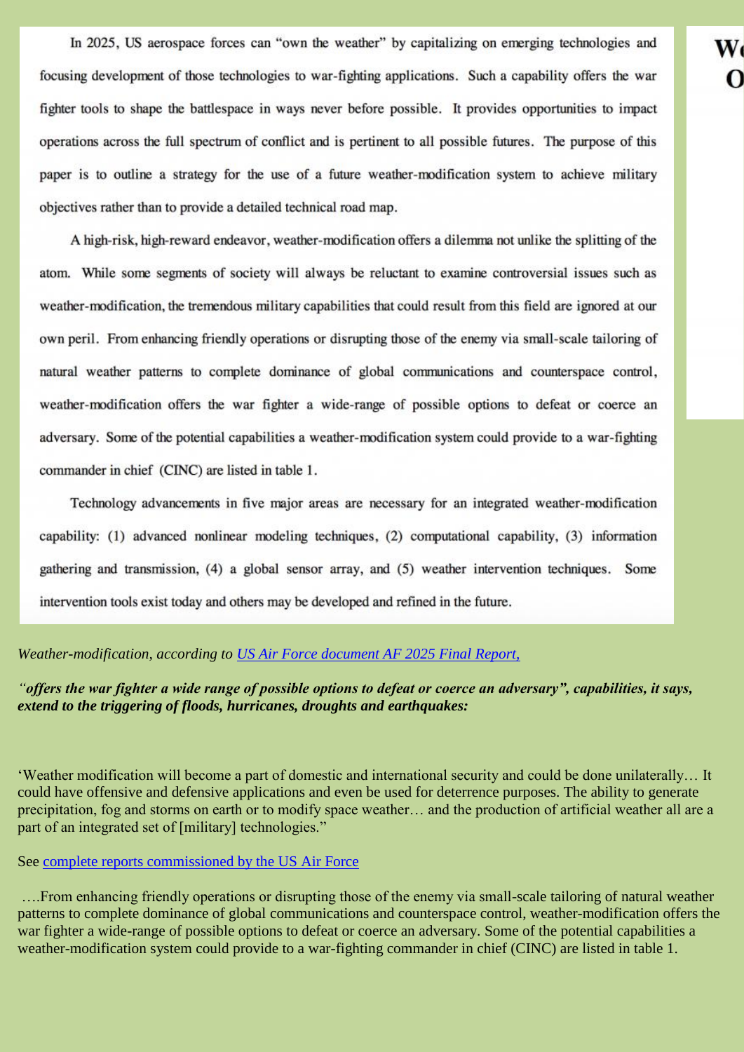In 2025, US aerospace forces can "own the weather" by capitalizing on emerging technologies and focusing development of those technologies to war-fighting applications. Such a capability offers the war fighter tools to shape the battlespace in ways never before possible. It provides opportunities to impact operations across the full spectrum of conflict and is pertinent to all possible futures. The purpose of this paper is to outline a strategy for the use of a future weather-modification system to achieve military objectives rather than to provide a detailed technical road map.

A high-risk, high-reward endeavor, weather-modification offers a dilemma not unlike the splitting of the atom. While some segments of society will always be reluctant to examine controversial issues such as weather-modification, the tremendous military capabilities that could result from this field are ignored at our own peril. From enhancing friendly operations or disrupting those of the enemy via small-scale tailoring of natural weather patterns to complete dominance of global communications and counterspace control, weather-modification offers the war fighter a wide-range of possible options to defeat or coerce an adversary. Some of the potential capabilities a weather-modification system could provide to a war-fighting commander in chief (CINC) are listed in table 1.

Technology advancements in five major areas are necessary for an integrated weather-modification capability: (1) advanced nonlinear modeling techniques, (2) computational capability, (3) information gathering and transmission, (4) a global sensor array, and (5) weather intervention techniques. Some intervention tools exist today and others may be developed and refined in the future.

*Weather-modification, according to [US Air Force document AF 2025 Final Report,]()*

***"offers the war fighter a wide range of possible options to defeat or coerce an adversary", capabilities, it says, extend to the triggering of floods, hurricanes, droughts and earthquakes:***

'Weather modification will become a part of domestic and international security and could be done unilaterally… It could have offensive and defensive applications and even be used for deterrence purposes. The ability to generate precipitation, fog and storms on earth or to modify space weather… and the production of artificial weather all are a part of an integrated set of [military] technologies."

See [complete reports commissioned by the US Air Force]()

….From enhancing friendly operations or disrupting those of the enemy via small-scale tailoring of natural weather patterns to complete dominance of global communications and counterspace control, weather-modification offers the war fighter a wide-range of possible options to defeat or coerce an adversary. Some of the potential capabilities a weather-modification system could provide to a war-fighting commander in chief (CINC) are listed in table 1.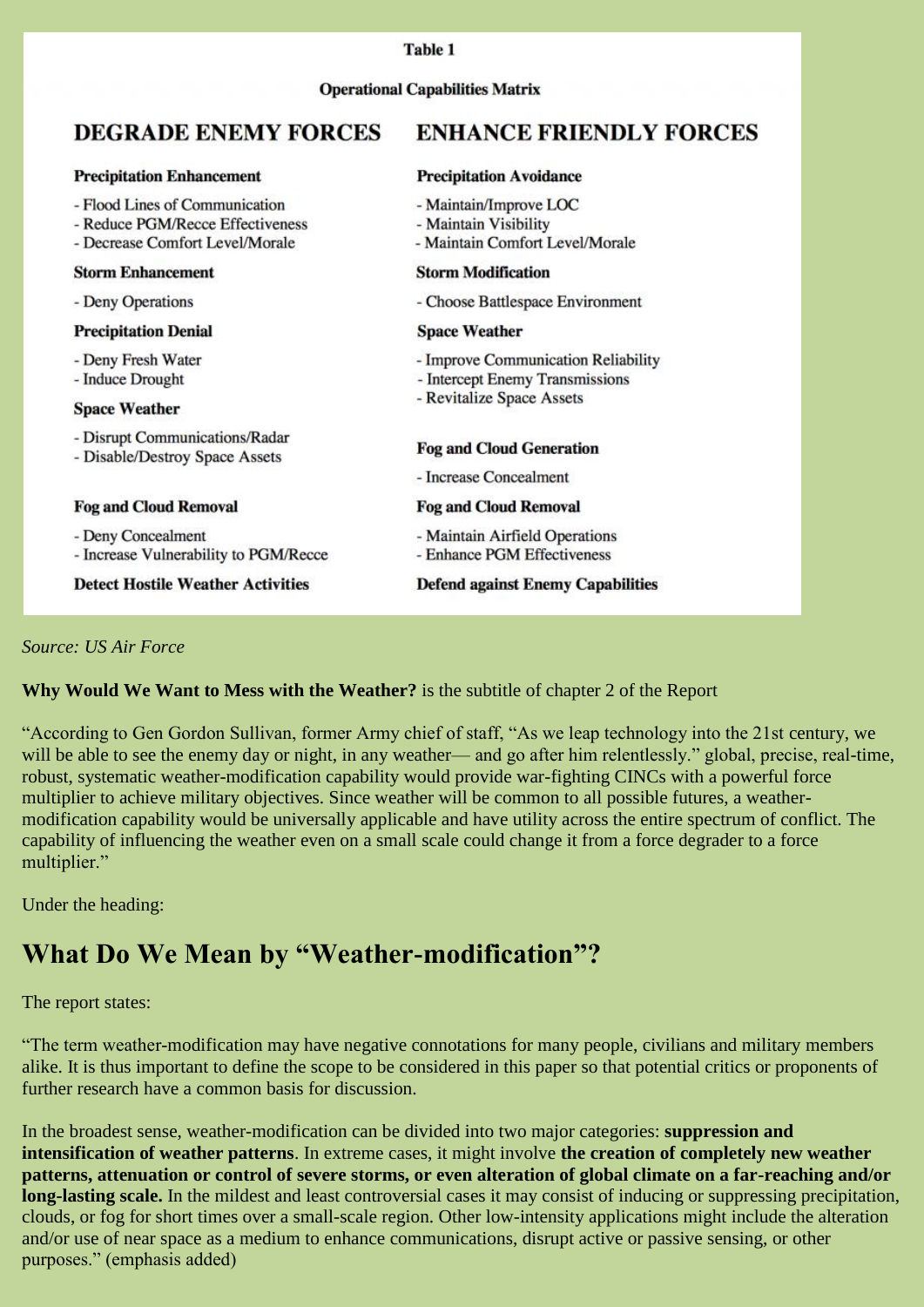Table 1

Operational Capabilities Matrix

| DEGRADE ENEMY FORCES | ENHANCE FRIENDLY FORCES |
|---|---|
| **Precipitation Enhancement** | **Precipitation Avoidance** |
| - Flood Lines of Communication<br>- Reduce PGM/Recce Effectiveness<br>- Decrease Comfort Level/Morale | - Maintain/Improve LOC<br>- Maintain Visibility<br>- Maintain Comfort Level/Morale |
| **Storm Enhancement** | **Storm Modification** |
| - Deny Operations | - Choose Battlespace Environment |
| **Precipitation Denial** | **Space Weather** |
| - Deny Fresh Water<br>- Induce Drought | - Improve Communication Reliability<br>- Intercept Enemy Transmissions<br>- Revitalize Space Assets |
| **Space Weather** | **Fog and Cloud Generation** |
| - Disrupt Communications/Radar<br>- Disable/Destroy Space Assets | - Increase Concealment |
| **Fog and Cloud Removal** | **Fog and Cloud Removal** |
| - Deny Concealment<br>- Increase Vulnerability to PGM/Recce | - Maintain Airfield Operations<br>- Enhance PGM Effectiveness |
| **Detect Hostile Weather Activities** | **Defend against Enemy Capabilities** |

*Source: US Air Force*

**Why Would We Want to Mess with the Weather?** is the subtitle of chapter 2 of the Report

"According to Gen Gordon Sullivan, former Army chief of staff, "As we leap technology into the 21st century, we will be able to see the enemy day or night, in any weather— and go after him relentlessly." global, precise, real-time, robust, systematic weather-modification capability would provide war-fighting CINCs with a powerful force multiplier to achieve military objectives. Since weather will be common to all possible futures, a weather-modification capability would be universally applicable and have utility across the entire spectrum of conflict. The capability of influencing the weather even on a small scale could change it from a force degrader to a force multiplier."

Under the heading:

## What Do We Mean by "Weather-modification"?

The report states:

"The term weather-modification may have negative connotations for many people, civilians and military members alike. It is thus important to define the scope to be considered in this paper so that potential critics or proponents of further research have a common basis for discussion.

In the broadest sense, weather-modification can be divided into two major categories: **suppression and intensification of weather patterns**. In extreme cases, it might involve **the creation of completely new weather patterns, attenuation or control of severe storms, or even alteration of global climate on a far-reaching and/or long-lasting scale.** In the mildest and least controversial cases it may consist of inducing or suppressing precipitation, clouds, or fog for short times over a small-scale region. Other low-intensity applications might include the alteration and/or use of near space as a medium to enhance communications, disrupt active or passive sensing, or other purposes." (emphasis added)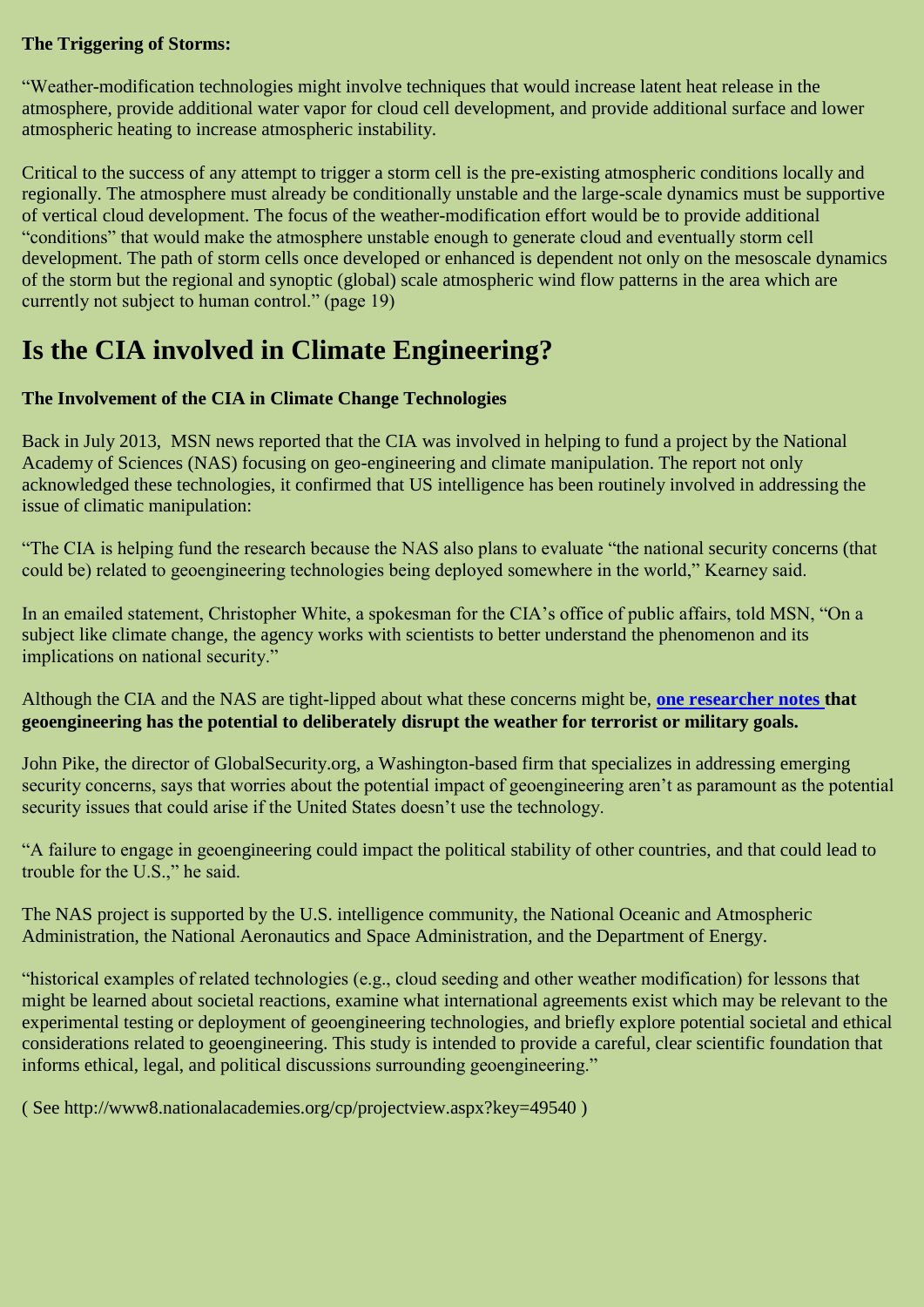**The Triggering of Storms:**

"Weather-modification technologies might involve techniques that would increase latent heat release in the atmosphere, provide additional water vapor for cloud cell development, and provide additional surface and lower atmospheric heating to increase atmospheric instability.

Critical to the success of any attempt to trigger a storm cell is the pre-existing atmospheric conditions locally and regionally. The atmosphere must already be conditionally unstable and the large-scale dynamics must be supportive of vertical cloud development. The focus of the weather-modification effort would be to provide additional "conditions" that would make the atmosphere unstable enough to generate cloud and eventually storm cell development. The path of storm cells once developed or enhanced is dependent not only on the mesoscale dynamics of the storm but the regional and synoptic (global) scale atmospheric wind flow patterns in the area which are currently not subject to human control." (page 19)

# Is the CIA involved in Climate Engineering?

**The Involvement of the CIA in Climate Change Technologies**

Back in July 2013, MSN news reported that the CIA was involved in helping to fund a project by the National Academy of Sciences (NAS) focusing on geo-engineering and climate manipulation. The report not only acknowledged these technologies, it confirmed that US intelligence has been routinely involved in addressing the issue of climatic manipulation:

"The CIA is helping fund the research because the NAS also plans to evaluate "the national security concerns (that could be) related to geoengineering technologies being deployed somewhere in the world," Kearney said.

In an emailed statement, Christopher White, a spokesman for the CIA's office of public affairs, told MSN, "On a subject like climate change, the agency works with scientists to better understand the phenomenon and its implications on national security."

Although the CIA and the NAS are tight-lipped about what these concerns might be, **one researcher notes that geoengineering has the potential to deliberately disrupt the weather for terrorist or military goals.**

John Pike, the director of GlobalSecurity.org, a Washington-based firm that specializes in addressing emerging security concerns, says that worries about the potential impact of geoengineering aren't as paramount as the potential security issues that could arise if the United States doesn't use the technology.

"A failure to engage in geoengineering could impact the political stability of other countries, and that could lead to trouble for the U.S.," he said.

The NAS project is supported by the U.S. intelligence community, the National Oceanic and Atmospheric Administration, the National Aeronautics and Space Administration, and the Department of Energy.

"historical examples of related technologies (e.g., cloud seeding and other weather modification) for lessons that might be learned about societal reactions, examine what international agreements exist which may be relevant to the experimental testing or deployment of geoengineering technologies, and briefly explore potential societal and ethical considerations related to geoengineering. This study is intended to provide a careful, clear scientific foundation that informs ethical, legal, and political discussions surrounding geoengineering."

( See http://www8.nationalacademies.org/cp/projectview.aspx?key=49540 )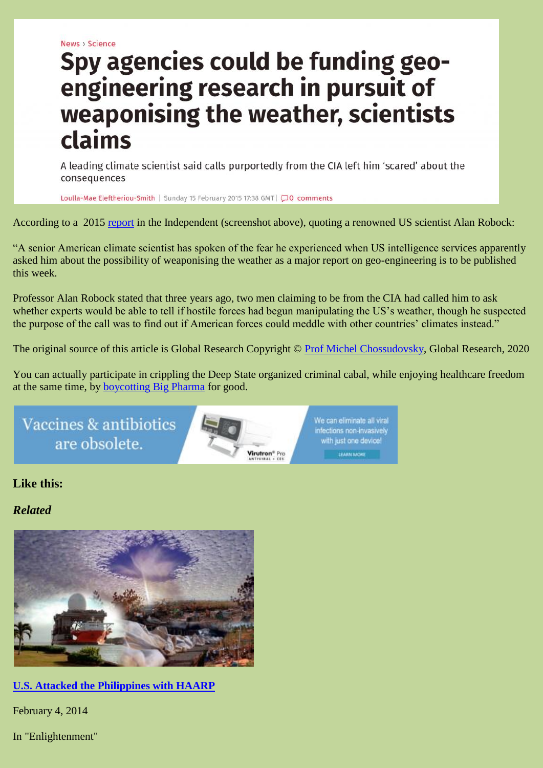News › Science

# Spy agencies could be funding geo-engineering research in pursuit of weaponising the weather, scientists claims

A leading climate scientist said calls purportedly from the CIA left him 'scared' about the consequences

Loulla-Mae Eleftheriou-Smith | Sunday 15 February 2015 17:38 GMT | 0 comments

According to a 2015 report in the Independent (screenshot above), quoting a renowned US scientist Alan Robock:

"A senior American climate scientist has spoken of the fear he experienced when US intelligence services apparently asked him about the possibility of weaponising the weather as a major report on geo-engineering is to be published this week.

Professor Alan Robock stated that three years ago, two men claiming to be from the CIA had called him to ask whether experts would be able to tell if hostile forces had begun manipulating the US's weather, though he suspected the purpose of the call was to find out if American forces could meddle with other countries' climates instead."

The original source of this article is Global Research Copyright © Prof Michel Chossudovsky, Global Research, 2020

You can actually participate in crippling the Deep State organized criminal cabal, while enjoying healthcare freedom at the same time, by boycotting Big Pharma for good.

Vaccines & antibiotics are obsolete. We can eliminate all viral infections non-invasively with just one device! LEARN MORE

### Like this:

***Related***

**U.S. Attacked the Philippines with HAARP**

February 4, 2014

In "Enlightenment"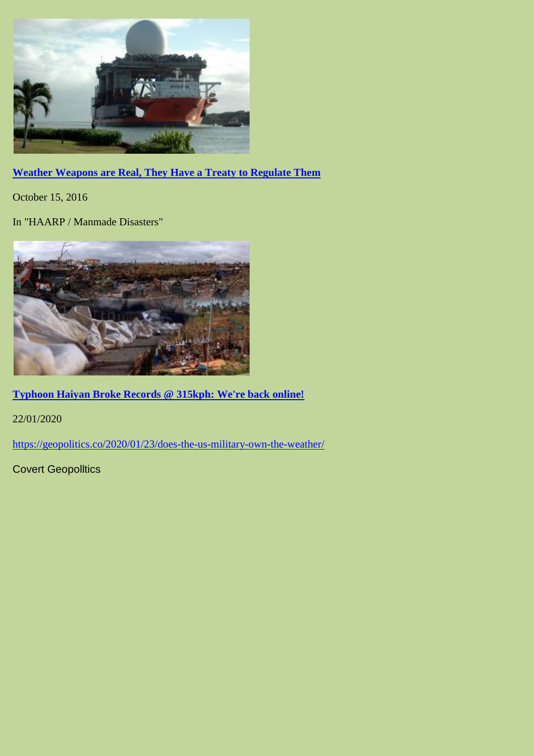[**Weather Weapons are Real, They Have a Treaty to Regulate Them**](#)

October 15, 2016

In "HAARP / Manmade Disasters"

[**Typhoon Haiyan Broke Records @ 315kph: We're back online!**](#)

22/01/2020

https://geopolitics.co/2020/01/23/does-the-us-military-own-the-weather/

Covert Geopolltics